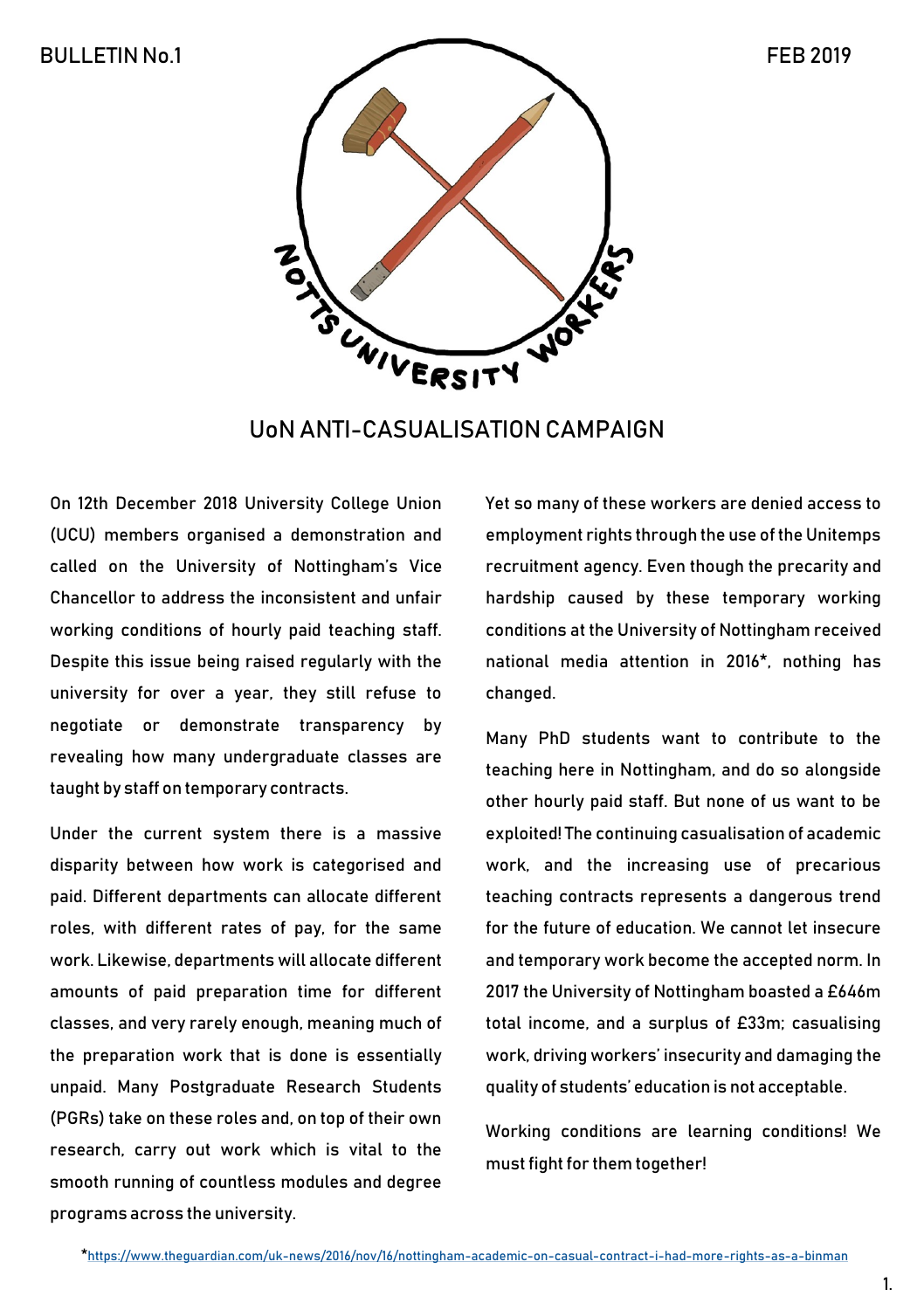BULLETIN No.1

FEB 2019

NOTTS UNIVERSITY WORKERS

# UoN ANTI-CASUALISATION CAMPAIGN

On 12th December 2018 University College Union (UCU) members organised a demonstration and called on the University of Nottingham's Vice Chancellor to address the inconsistent and unfair working conditions of hourly paid teaching staff. Despite this issue being raised regularly with the university for over a year, they still refuse to negotiate or demonstrate transparency by revealing how many undergraduate classes are taught by staff on temporary contracts.

Under the current system there is a massive disparity between how work is categorised and paid. Different departments can allocate different roles, with different rates of pay, for the same work. Likewise, departments will allocate different amounts of paid preparation time for different classes, and very rarely enough, meaning much of the preparation work that is done is essentially unpaid. Many Postgraduate Research Students (PGRs) take on these roles and, on top of their own research, carry out work which is vital to the smooth running of countless modules and degree programs across the university.

Yet so many of these workers are denied access to employment rights through the use of the Unitemps recruitment agency. Even though the precarity and hardship caused by these temporary working conditions at the University of Nottingham received national media attention in 2016*, nothing has changed.

Many PhD students want to contribute to the teaching here in Nottingham, and do so alongside other hourly paid staff. But none of us want to be exploited! The continuing casualisation of academic work, and the increasing use of precarious teaching contracts represents a dangerous trend for the future of education. We cannot let insecure and temporary work become the accepted norm. In 2017 the University of Nottingham boasted a £646m total income, and a surplus of £33m; casualising work, driving workers' insecurity and damaging the quality of students' education is not acceptable.

Working conditions are learning conditions! We must fight for them together!

*https://www.theguardian.com/uk-news/2016/nov/16/nottingham-academic-on-casual-contract-i-had-more-rights-as-a-binman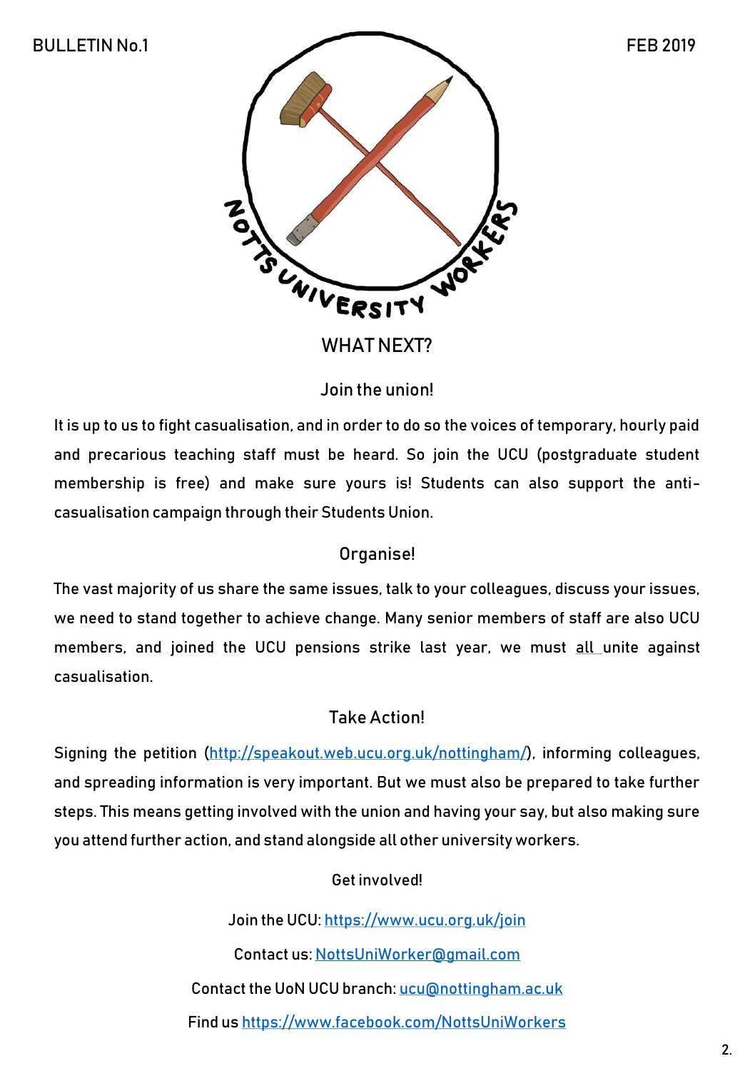BULLETIN No.1

FEB 2019

NOTTS UNIVERSITY WORKERS

# WHAT NEXT?

## Join the union!

It is up to us to fight casualisation, and in order to do so the voices of temporary, hourly paid and precarious teaching staff must be heard. So join the UCU (postgraduate student membership is free) and make sure yours is! Students can also support the anti-casualisation campaign through their Students Union.

## Organise!

The vast majority of us share the same issues, talk to your colleagues, discuss your issues, we need to stand together to achieve change. Many senior members of staff are also UCU members, and joined the UCU pensions strike last year, we must all unite against casualisation.

## Take Action!

Signing the petition (http://speakout.web.ucu.org.uk/nottingham/), informing colleagues, and spreading information is very important. But we must also be prepared to take further steps. This means getting involved with the union and having your say, but also making sure you attend further action, and stand alongside all other university workers.

### Get involved!

Join the UCU: https://www.ucu.org.uk/join

Contact us: NottsUniWorker@gmail.com

Contact the UoN UCU branch: ucu@nottingham.ac.uk

Find us https://www.facebook.com/NottsUniWorkers